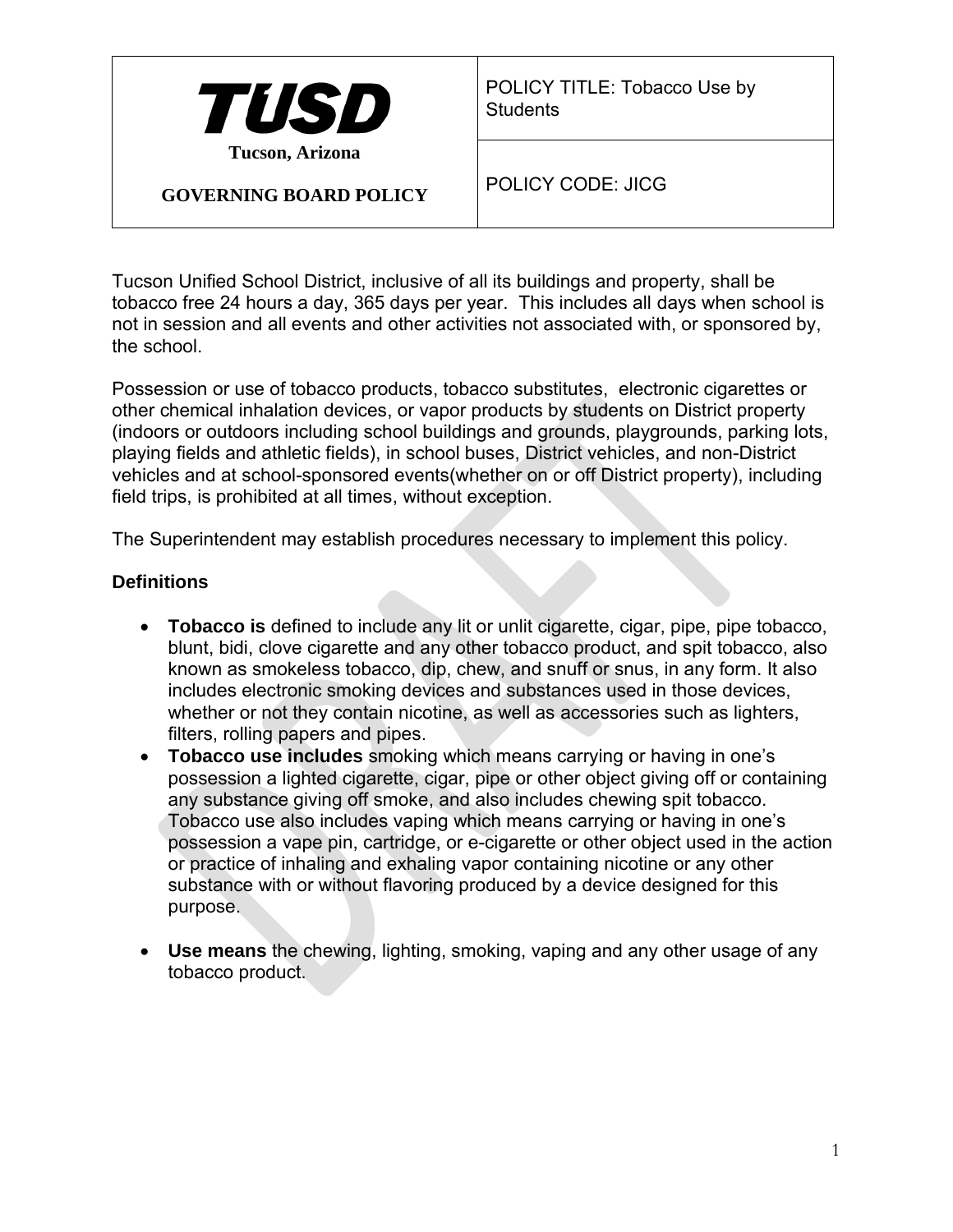| TUSD<br>Tucson, Arizona<br><br>GOVERNING BOARD POLICY | POLICY TITLE: Tobacco Use by Students |
|---|---|
| | POLICY CODE: JICG |

Tucson Unified School District, inclusive of all its buildings and property, shall be tobacco free 24 hours a day, 365 days per year. This includes all days when school is not in session and all events and other activities not associated with, or sponsored by, the school.

Possession or use of tobacco products, tobacco substitutes, electronic cigarettes or other chemical inhalation devices, or vapor products by students on District property (indoors or outdoors including school buildings and grounds, playgrounds, parking lots, playing fields and athletic fields), in school buses, District vehicles, and non-District vehicles and at school-sponsored events(whether on or off District property), including field trips, is prohibited at all times, without exception.

The Superintendent may establish procedures necessary to implement this policy.

**Definitions**

- **Tobacco is** defined to include any lit or unlit cigarette, cigar, pipe, pipe tobacco, blunt, bidi, clove cigarette and any other tobacco product, and spit tobacco, also known as smokeless tobacco, dip, chew, and snuff or snus, in any form. It also includes electronic smoking devices and substances used in those devices, whether or not they contain nicotine, as well as accessories such as lighters, filters, rolling papers and pipes.
- **Tobacco use includes** smoking which means carrying or having in one's possession a lighted cigarette, cigar, pipe or other object giving off or containing any substance giving off smoke, and also includes chewing spit tobacco. Tobacco use also includes vaping which means carrying or having in one's possession a vape pin, cartridge, or e-cigarette or other object used in the action or practice of inhaling and exhaling vapor containing nicotine or any other substance with or without flavoring produced by a device designed for this purpose.

- **Use means** the chewing, lighting, smoking, vaping and any other usage of any tobacco product.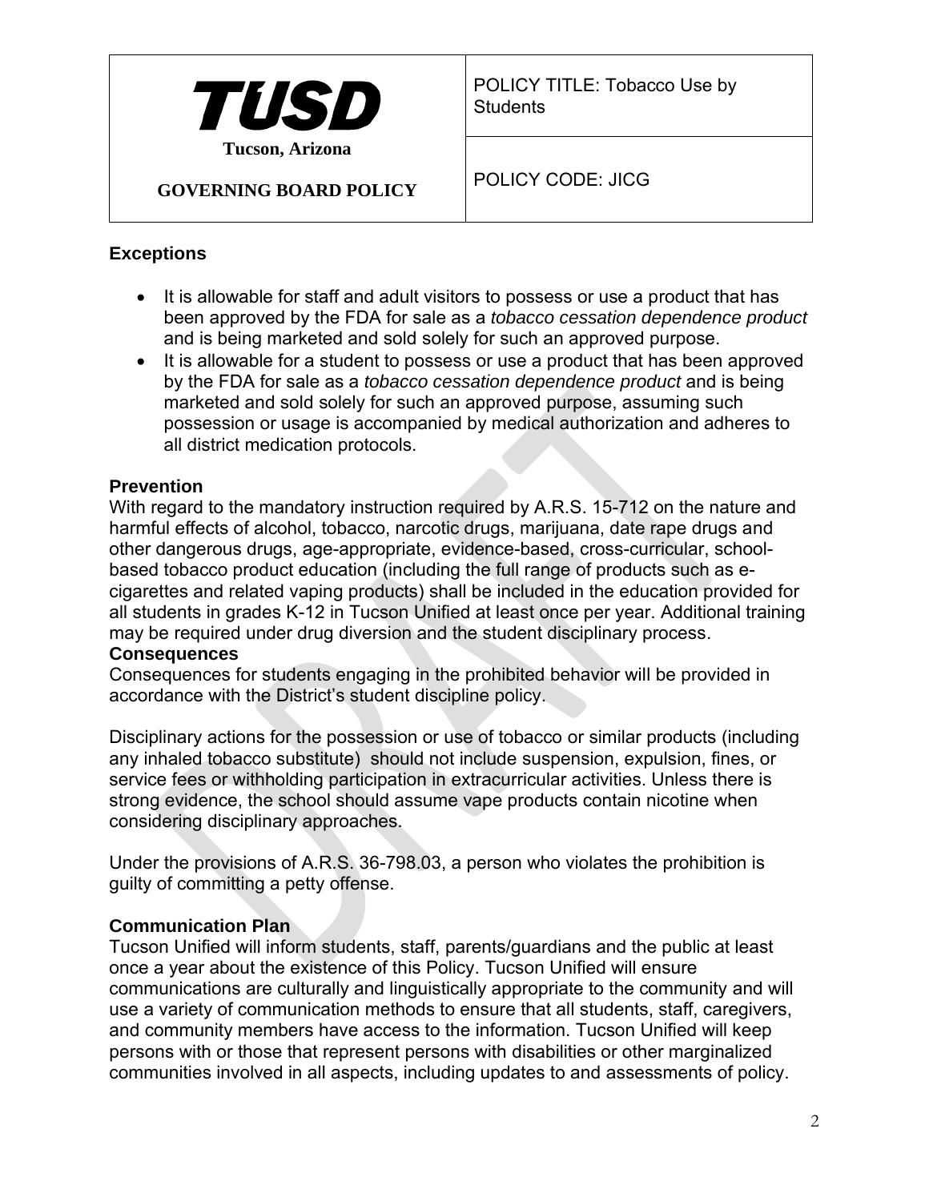## Exceptions

- It is allowable for staff and adult visitors to possess or use a product that has been approved by the FDA for sale as a *tobacco cessation dependence product* and is being marketed and sold solely for such an approved purpose.
- It is allowable for a student to possess or use a product that has been approved by the FDA for sale as a *tobacco cessation dependence product* and is being marketed and sold solely for such an approved purpose, assuming such possession or usage is accompanied by medical authorization and adheres to all district medication protocols.

## Prevention

With regard to the mandatory instruction required by A.R.S. 15-712 on the nature and harmful effects of alcohol, tobacco, narcotic drugs, marijuana, date rape drugs and other dangerous drugs, age-appropriate, evidence-based, cross-curricular, school-based tobacco product education (including the full range of products such as e-cigarettes and related vaping products) shall be included in the education provided for all students in grades K-12 in Tucson Unified at least once per year. Additional training may be required under drug diversion and the student disciplinary process.

## Consequences

Consequences for students engaging in the prohibited behavior will be provided in accordance with the District's student discipline policy.

Disciplinary actions for the possession or use of tobacco or similar products (including any inhaled tobacco substitute) should not include suspension, expulsion, fines, or service fees or withholding participation in extracurricular activities. Unless there is strong evidence, the school should assume vape products contain nicotine when considering disciplinary approaches.

Under the provisions of A.R.S. 36-798.03, a person who violates the prohibition is guilty of committing a petty offense.

## Communication Plan

Tucson Unified will inform students, staff, parents/guardians and the public at least once a year about the existence of this Policy. Tucson Unified will ensure communications are culturally and linguistically appropriate to the community and will use a variety of communication methods to ensure that all students, staff, caregivers, and community members have access to the information. Tucson Unified will keep persons with or those that represent persons with disabilities or other marginalized communities involved in all aspects, including updates to and assessments of policy.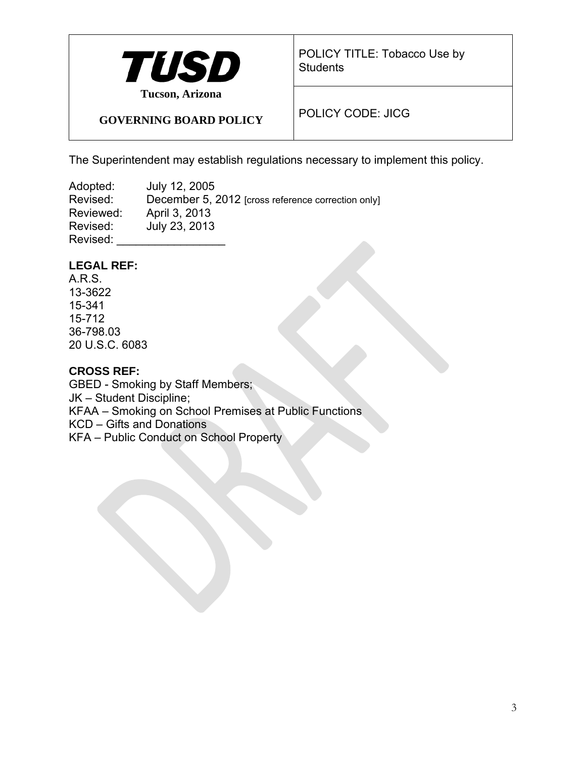| TUSD<br>Tucson, Arizona<br><br>**GOVERNING BOARD POLICY** | POLICY TITLE: Tobacco Use by Students |
| --- | --- |
| | POLICY CODE: JICG |

The Superintendent may establish regulations necessary to implement this policy.

Adopted: July 12, 2005
Revised: December 5, 2012 [cross reference correction only]
Reviewed: April 3, 2013
Revised: July 23, 2013
Revised: _________________

**LEGAL REF:**
A.R.S.
13-3622
15-341
15-712
36-798.03
20 U.S.C. 6083

**CROSS REF:**
GBED - Smoking by Staff Members;
JK – Student Discipline;
KFAA – Smoking on School Premises at Public Functions
KCD – Gifts and Donations
KFA – Public Conduct on School Property